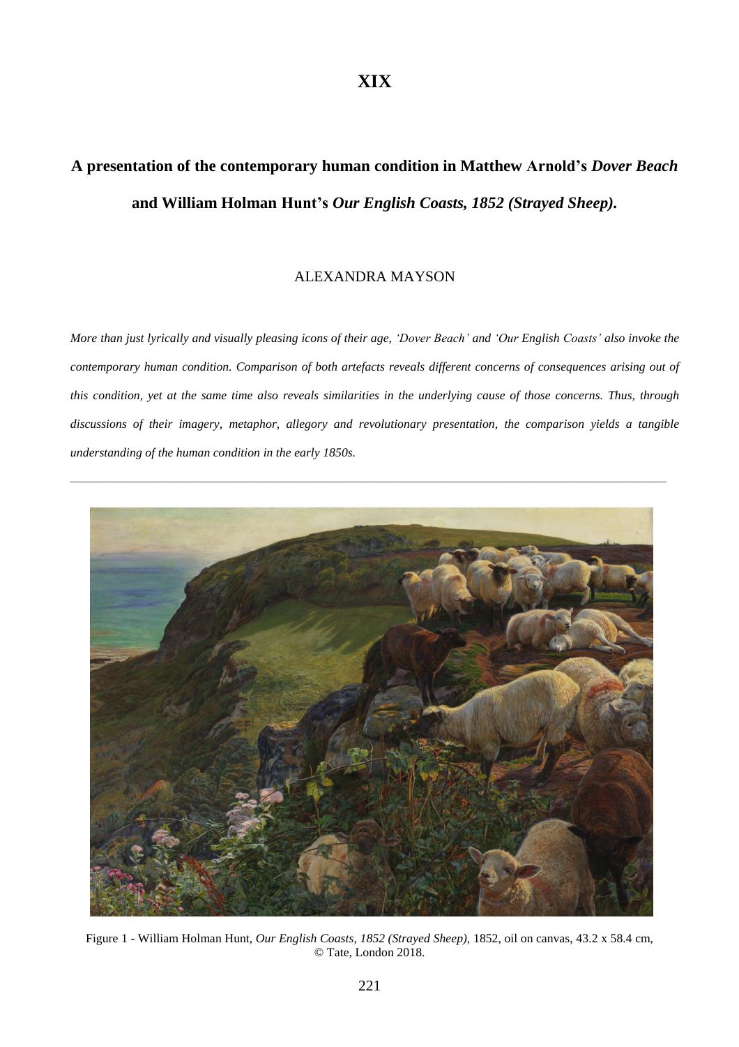# XIX

## A presentation of the contemporary human condition in Matthew Arnold's *Dover Beach* and William Holman Hunt's *Our English Coasts, 1852 (Strayed Sheep).*

ALEXANDRA MAYSON

*More than just lyrically and visually pleasing icons of their age, 'Dover Beach' and 'Our English Coasts' also invoke the contemporary human condition. Comparison of both artefacts reveals different concerns of consequences arising out of this condition, yet at the same time also reveals similarities in the underlying cause of those concerns. Thus, through discussions of their imagery, metaphor, allegory and revolutionary presentation, the comparison yields a tangible understanding of the human condition in the early 1850s.*

---

Figure 1 - William Holman Hunt, *Our English Coasts, 1852 (Strayed Sheep),* 1852, oil on canvas, 43.2 x 58.4 cm, © Tate, London 2018.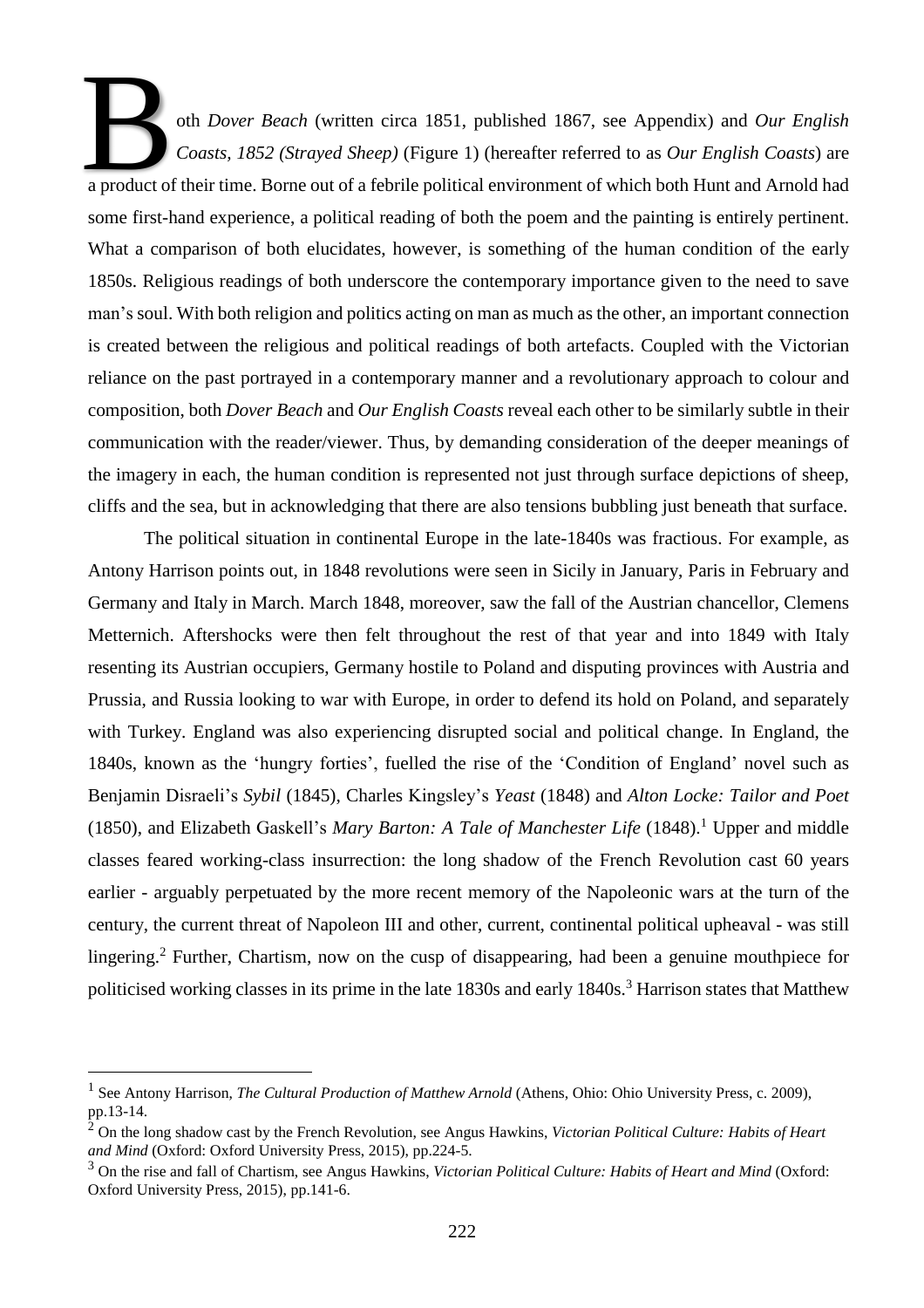Both *Dover Beach* (written circa 1851, published 1867, see Appendix) and *Our English Coasts, 1852 (Strayed Sheep)* (Figure 1) (hereafter referred to as *Our English Coasts*) are a product of their time. Borne out of a febrile political environment of which both Hunt and Arnold had some first-hand experience, a political reading of both the poem and the painting is entirely pertinent. What a comparison of both elucidates, however, is something of the human condition of the early 1850s. Religious readings of both underscore the contemporary importance given to the need to save man's soul. With both religion and politics acting on man as much as the other, an important connection is created between the religious and political readings of both artefacts. Coupled with the Victorian reliance on the past portrayed in a contemporary manner and a revolutionary approach to colour and composition, both *Dover Beach* and *Our English Coasts* reveal each other to be similarly subtle in their communication with the reader/viewer. Thus, by demanding consideration of the deeper meanings of the imagery in each, the human condition is represented not just through surface depictions of sheep, cliffs and the sea, but in acknowledging that there are also tensions bubbling just beneath that surface.

The political situation in continental Europe in the late-1840s was fractious. For example, as Antony Harrison points out, in 1848 revolutions were seen in Sicily in January, Paris in February and Germany and Italy in March. March 1848, moreover, saw the fall of the Austrian chancellor, Clemens Metternich. Aftershocks were then felt throughout the rest of that year and into 1849 with Italy resenting its Austrian occupiers, Germany hostile to Poland and disputing provinces with Austria and Prussia, and Russia looking to war with Europe, in order to defend its hold on Poland, and separately with Turkey. England was also experiencing disrupted social and political change. In England, the 1840s, known as the 'hungry forties', fuelled the rise of the 'Condition of England' novel such as Benjamin Disraeli's *Sybil* (1845), Charles Kingsley's *Yeast* (1848) and *Alton Locke: Tailor and Poet* (1850), and Elizabeth Gaskell's *Mary Barton: A Tale of Manchester Life* (1848).[1] Upper and middle classes feared working-class insurrection: the long shadow of the French Revolution cast 60 years earlier - arguably perpetuated by the more recent memory of the Napoleonic wars at the turn of the century, the current threat of Napoleon III and other, current, continental political upheaval - was still lingering.[2] Further, Chartism, now on the cusp of disappearing, had been a genuine mouthpiece for politicised working classes in its prime in the late 1830s and early 1840s.[3] Harrison states that Matthew

---

[1] See Antony Harrison, *The Cultural Production of Matthew Arnold* (Athens, Ohio: Ohio University Press, c. 2009), pp.13-14.

[2] On the long shadow cast by the French Revolution, see Angus Hawkins, *Victorian Political Culture: Habits of Heart and Mind* (Oxford: Oxford University Press, 2015), pp.224-5.

[3] On the rise and fall of Chartism, see Angus Hawkins, *Victorian Political Culture: Habits of Heart and Mind* (Oxford: Oxford University Press, 2015), pp.141-6.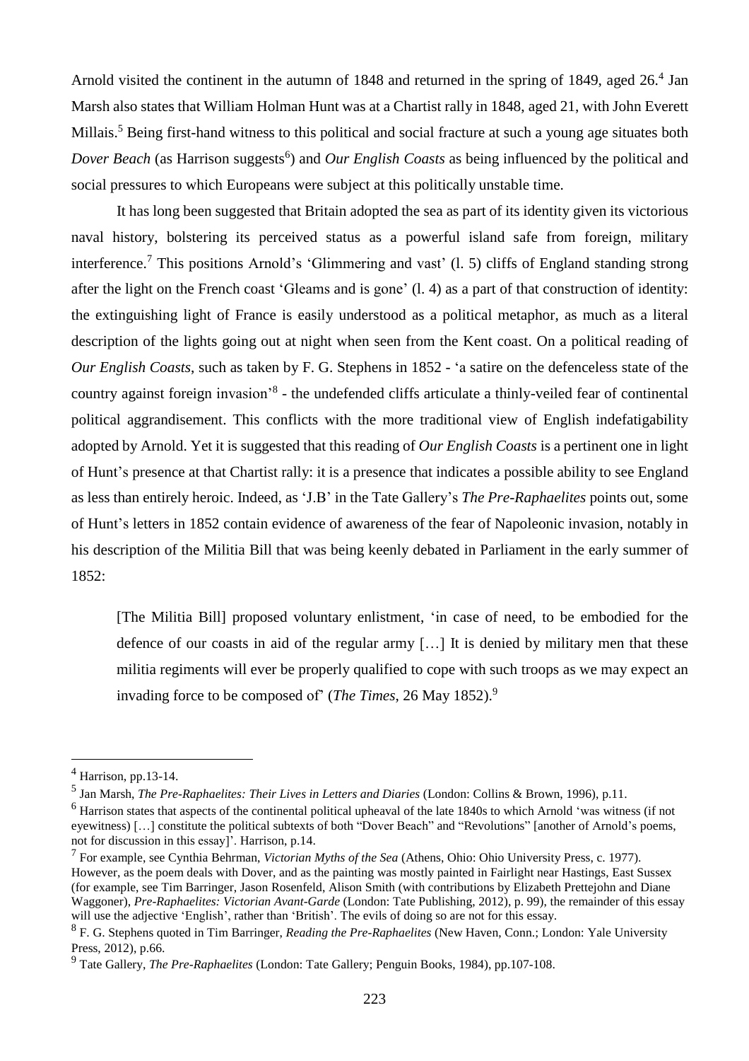Arnold visited the continent in the autumn of 1848 and returned in the spring of 1849, aged 26.[4] Jan Marsh also states that William Holman Hunt was at a Chartist rally in 1848, aged 21, with John Everett Millais.[5] Being first-hand witness to this political and social fracture at such a young age situates both *Dover Beach* (as Harrison suggests[6]) and *Our English Coasts* as being influenced by the political and social pressures to which Europeans were subject at this politically unstable time.

It has long been suggested that Britain adopted the sea as part of its identity given its victorious naval history, bolstering its perceived status as a powerful island safe from foreign, military interference.[7] This positions Arnold's 'Glimmering and vast' (l. 5) cliffs of England standing strong after the light on the French coast 'Gleams and is gone' (l. 4) as a part of that construction of identity: the extinguishing light of France is easily understood as a political metaphor, as much as a literal description of the lights going out at night when seen from the Kent coast. On a political reading of *Our English Coasts*, such as taken by F. G. Stephens in 1852 - 'a satire on the defenceless state of the country against foreign invasion'[8] - the undefended cliffs articulate a thinly-veiled fear of continental political aggrandisement. This conflicts with the more traditional view of English indefatigability adopted by Arnold. Yet it is suggested that this reading of *Our English Coasts* is a pertinent one in light of Hunt's presence at that Chartist rally: it is a presence that indicates a possible ability to see England as less than entirely heroic. Indeed, as 'J.B' in the Tate Gallery's *The Pre-Raphaelites* points out, some of Hunt's letters in 1852 contain evidence of awareness of the fear of Napoleonic invasion, notably in his description of the Militia Bill that was being keenly debated in Parliament in the early summer of 1852:

> [The Militia Bill] proposed voluntary enlistment, 'in case of need, to be embodied for the defence of our coasts in aid of the regular army […] It is denied by military men that these militia regiments will ever be properly qualified to cope with such troops as we may expect an invading force to be composed of' (*The Times*, 26 May 1852).[9]

---

[4] Harrison, pp.13-14.

[5] Jan Marsh, *The Pre-Raphaelites: Their Lives in Letters and Diaries* (London: Collins & Brown, 1996), p.11.

[6] Harrison states that aspects of the continental political upheaval of the late 1840s to which Arnold 'was witness (if not eyewitness) […] constitute the political subtexts of both "Dover Beach" and "Revolutions" [another of Arnold's poems, not for discussion in this essay]'. Harrison, p.14.

[7] For example, see Cynthia Behrman, *Victorian Myths of the Sea* (Athens, Ohio: Ohio University Press, c. 1977). However, as the poem deals with Dover, and as the painting was mostly painted in Fairlight near Hastings, East Sussex (for example, see Tim Barringer, Jason Rosenfeld, Alison Smith (with contributions by Elizabeth Prettejohn and Diane Waggoner), *Pre-Raphaelites: Victorian Avant-Garde* (London: Tate Publishing, 2012), p. 99), the remainder of this essay will use the adjective 'English', rather than 'British'. The evils of doing so are not for this essay.

[8] F. G. Stephens quoted in Tim Barringer, *Reading the Pre-Raphaelites* (New Haven, Conn.; London: Yale University Press, 2012), p.66.

[9] Tate Gallery, *The Pre-Raphaelites* (London: Tate Gallery; Penguin Books, 1984), pp.107-108.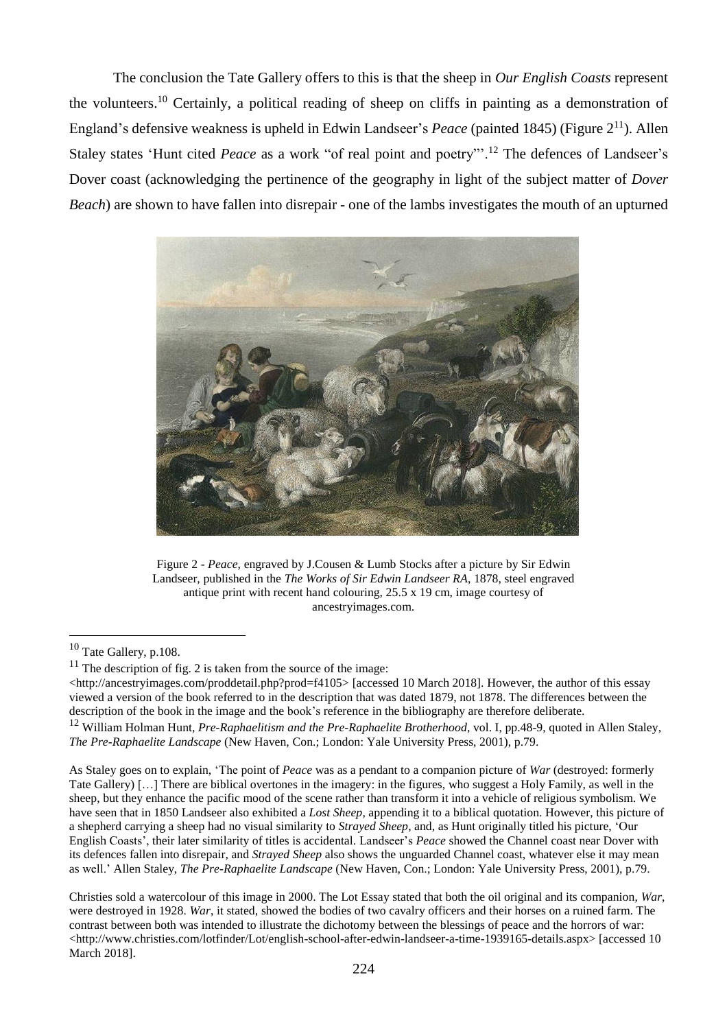The conclusion the Tate Gallery offers to this is that the sheep in *Our English Coasts* represent the volunteers.[10] Certainly, a political reading of sheep on cliffs in painting as a demonstration of England's defensive weakness is upheld in Edwin Landseer's *Peace* (painted 1845) (Figure 2[11]). Allen Staley states 'Hunt cited *Peace* as a work "of real point and poetry"'.[12] The defences of Landseer's Dover coast (acknowledging the pertinence of the geography in light of the subject matter of *Dover Beach*) are shown to have fallen into disrepair - one of the lambs investigates the mouth of an upturned

Figure 2 - *Peace*, engraved by J.Cousen & Lumb Stocks after a picture by Sir Edwin Landseer, published in the *The Works of Sir Edwin Landseer RA*, 1878, steel engraved antique print with recent hand colouring, 25.5 x 19 cm, image courtesy of ancestryimages.com.

---

[10] Tate Gallery, p.108.

[11] The description of fig. 2 is taken from the source of the image: <http://ancestryimages.com/proddetail.php?prod=f4105> [accessed 10 March 2018]. However, the author of this essay viewed a version of the book referred to in the description that was dated 1879, not 1878. The differences between the description of the book in the image and the book's reference in the bibliography are therefore deliberate.

[12] William Holman Hunt, *Pre-Raphaelitism and the Pre-Raphaelite Brotherhood*, vol. I, pp.48-9, quoted in Allen Staley, *The Pre-Raphaelite Landscape* (New Haven, Con.; London: Yale University Press, 2001), p.79.

As Staley goes on to explain, 'The point of *Peace* was as a pendant to a companion picture of *War* (destroyed: formerly Tate Gallery) […] There are biblical overtones in the imagery: in the figures, who suggest a Holy Family, as well in the sheep, but they enhance the pacific mood of the scene rather than transform it into a vehicle of religious symbolism. We have seen that in 1850 Landseer also exhibited a *Lost Sheep*, appending it to a biblical quotation. However, this picture of a shepherd carrying a sheep had no visual similarity to *Strayed Sheep*, and, as Hunt originally titled his picture, 'Our English Coasts', their later similarity of titles is accidental. Landseer's *Peace* showed the Channel coast near Dover with its defences fallen into disrepair, and *Strayed Sheep* also shows the unguarded Channel coast, whatever else it may mean as well.' Allen Staley, *The Pre-Raphaelite Landscape* (New Haven, Con.; London: Yale University Press, 2001), p.79.

Christies sold a watercolour of this image in 2000. The Lot Essay stated that both the oil original and its companion, *War*, were destroyed in 1928. *War*, it stated, showed the bodies of two cavalry officers and their horses on a ruined farm. The contrast between both was intended to illustrate the dichotomy between the blessings of peace and the horrors of war: <http://www.christies.com/lotfinder/Lot/english-school-after-edwin-landseer-a-time-1939165-details.aspx> [accessed 10 March 2018].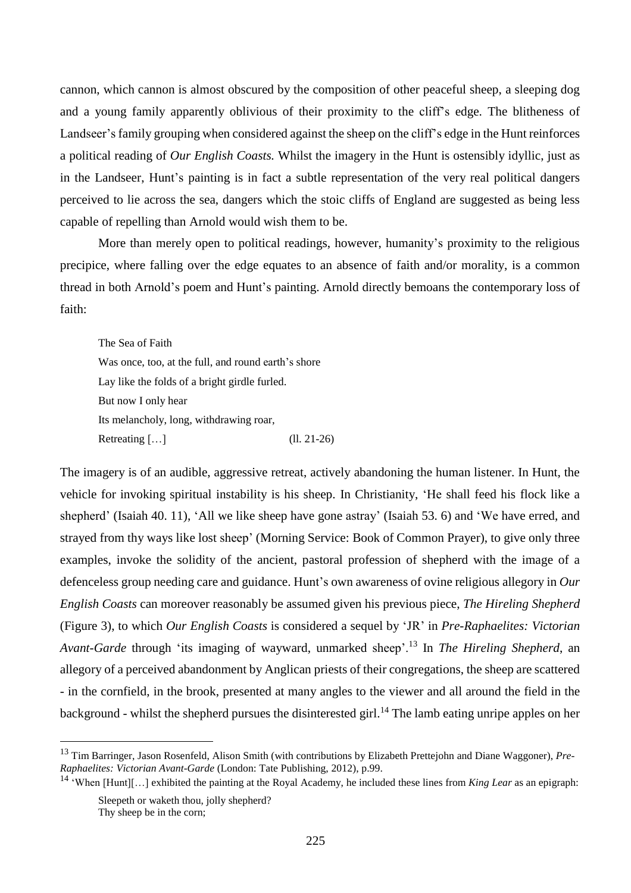cannon, which cannon is almost obscured by the composition of other peaceful sheep, a sleeping dog and a young family apparently oblivious of their proximity to the cliff's edge. The blitheness of Landseer's family grouping when considered against the sheep on the cliff's edge in the Hunt reinforces a political reading of *Our English Coasts.* Whilst the imagery in the Hunt is ostensibly idyllic, just as in the Landseer, Hunt's painting is in fact a subtle representation of the very real political dangers perceived to lie across the sea, dangers which the stoic cliffs of England are suggested as being less capable of repelling than Arnold would wish them to be.

More than merely open to political readings, however, humanity's proximity to the religious precipice, where falling over the edge equates to an absence of faith and/or morality, is a common thread in both Arnold's poem and Hunt's painting. Arnold directly bemoans the contemporary loss of faith:

> The Sea of Faith
> Was once, too, at the full, and round earth's shore
> Lay like the folds of a bright girdle furled.
> But now I only hear
> Its melancholy, long, withdrawing roar,
> Retreating […] (ll. 21-26)

The imagery is of an audible, aggressive retreat, actively abandoning the human listener. In Hunt, the vehicle for invoking spiritual instability is his sheep. In Christianity, 'He shall feed his flock like a shepherd' (Isaiah 40. 11), 'All we like sheep have gone astray' (Isaiah 53. 6) and 'We have erred, and strayed from thy ways like lost sheep' (Morning Service: Book of Common Prayer), to give only three examples, invoke the solidity of the ancient, pastoral profession of shepherd with the image of a defenceless group needing care and guidance. Hunt's own awareness of ovine religious allegory in *Our English Coasts* can moreover reasonably be assumed given his previous piece, *The Hireling Shepherd* (Figure 3), to which *Our English Coasts* is considered a sequel by 'JR' in *Pre-Raphaelites: Victorian Avant-Garde* through 'its imaging of wayward, unmarked sheep'.[13] In *The Hireling Shepherd*, an allegory of a perceived abandonment by Anglican priests of their congregations, the sheep are scattered - in the cornfield, in the brook, presented at many angles to the viewer and all around the field in the background - whilst the shepherd pursues the disinterested girl.[14] The lamb eating unripe apples on her

---

[13] Tim Barringer, Jason Rosenfeld, Alison Smith (with contributions by Elizabeth Prettejohn and Diane Waggoner), *Pre-Raphaelites: Victorian Avant-Garde* (London: Tate Publishing, 2012), p.99.

[14] 'When [Hunt][…] exhibited the painting at the Royal Academy, he included these lines from *King Lear* as an epigraph:

> Sleepeth or waketh thou, jolly shepherd?
> Thy sheep be in the corn;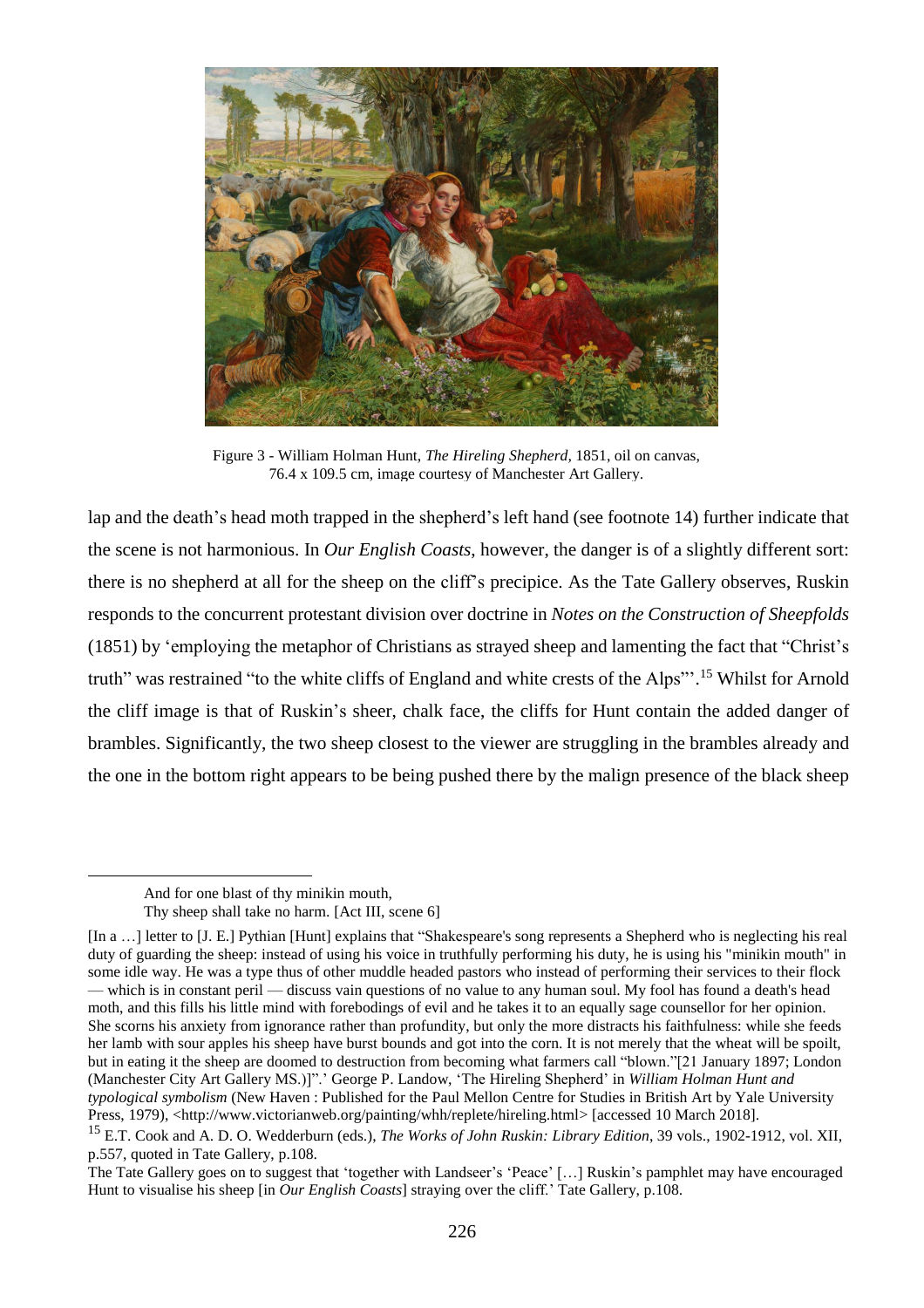Figure 3 - William Holman Hunt, *The Hireling Shepherd*, 1851, oil on canvas, 76.4 x 109.5 cm, image courtesy of Manchester Art Gallery.

lap and the death's head moth trapped in the shepherd's left hand (see footnote 14) further indicate that the scene is not harmonious. In *Our English Coasts*, however, the danger is of a slightly different sort: there is no shepherd at all for the sheep on the cliff's precipice. As the Tate Gallery observes, Ruskin responds to the concurrent protestant division over doctrine in *Notes on the Construction of Sheepfolds* (1851) by 'employing the metaphor of Christians as strayed sheep and lamenting the fact that "Christ's truth" was restrained "to the white cliffs of England and white crests of the Alps"'.[15] Whilst for Arnold the cliff image is that of Ruskin's sheer, chalk face, the cliffs for Hunt contain the added danger of brambles. Significantly, the two sheep closest to the viewer are struggling in the brambles already and the one in the bottom right appears to be being pushed there by the malign presence of the black sheep

---

> And for one blast of thy minikin mouth,
> Thy sheep shall take no harm. [Act III, scene 6]

[In a …] letter to [J. E.] Pythian [Hunt] explains that "Shakespeare's song represents a Shepherd who is neglecting his real duty of guarding the sheep: instead of using his voice in truthfully performing his duty, he is using his "minikin mouth" in some idle way. He was a type thus of other muddle headed pastors who instead of performing their services to their flock — which is in constant peril — discuss vain questions of no value to any human soul. My fool has found a death's head moth, and this fills his little mind with forebodings of evil and he takes it to an equally sage counsellor for her opinion. She scorns his anxiety from ignorance rather than profundity, but only the more distracts his faithfulness: while she feeds her lamb with sour apples his sheep have burst bounds and got into the corn. It is not merely that the wheat will be spoilt, but in eating it the sheep are doomed to destruction from becoming what farmers call "blown."[21 January 1897; London (Manchester City Art Gallery MS.)]".' George P. Landow, 'The Hireling Shepherd' in *William Holman Hunt and typological symbolism* (New Haven : Published for the Paul Mellon Centre for Studies in British Art by Yale University Press, 1979), <http://www.victorianweb.org/painting/whh/replete/hireling.html> [accessed 10 March 2018].

[15] E.T. Cook and A. D. O. Wedderburn (eds.), *The Works of John Ruskin: Library Edition*, 39 vols., 1902-1912, vol. XII, p.557, quoted in Tate Gallery, p.108.

The Tate Gallery goes on to suggest that 'together with Landseer's 'Peace' […] Ruskin's pamphlet may have encouraged Hunt to visualise his sheep [in *Our English Coasts*] straying over the cliff.' Tate Gallery, p.108.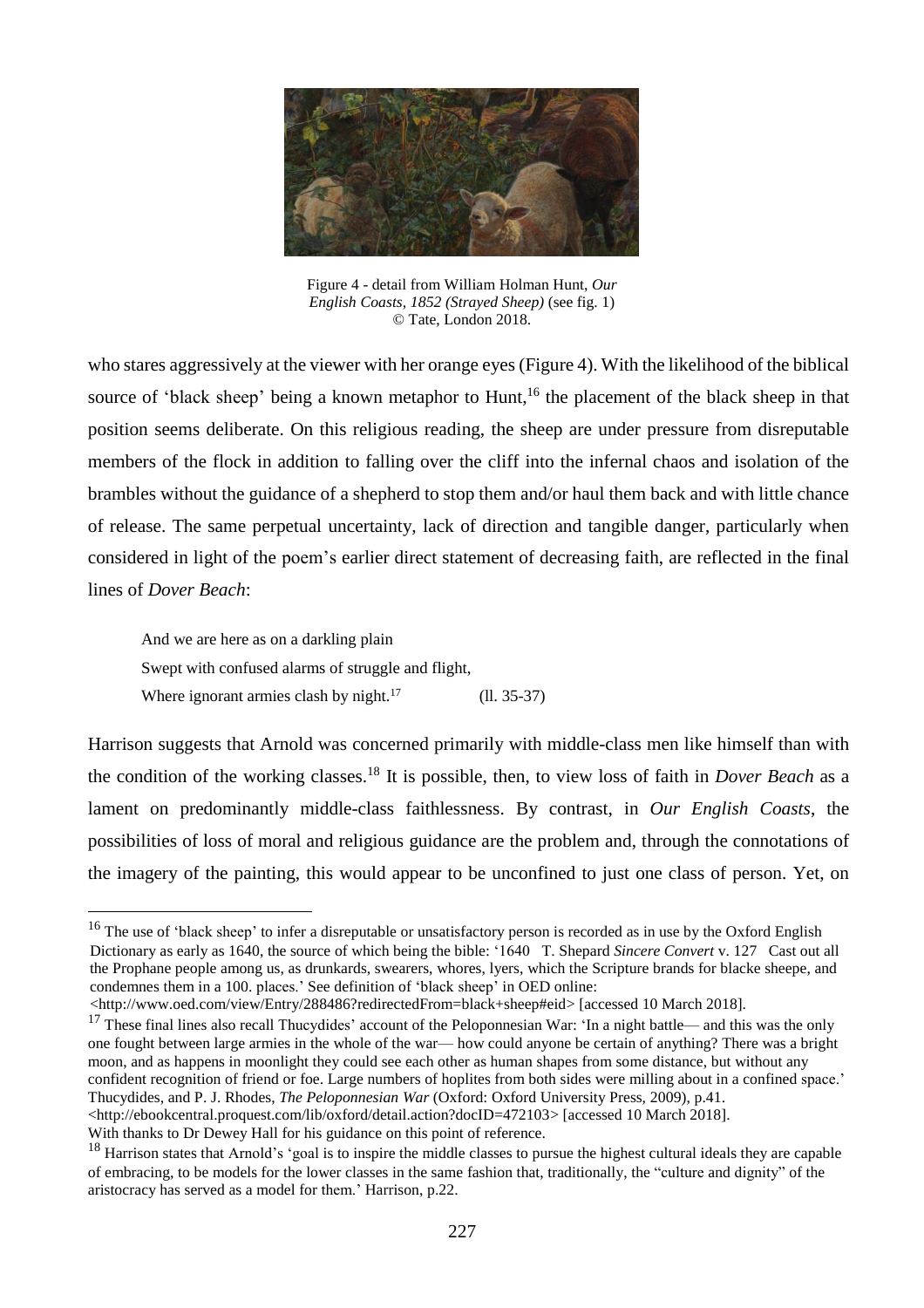Figure 4 - detail from William Holman Hunt, *Our English Coasts, 1852 (Strayed Sheep)* (see fig. 1)
© Tate, London 2018.

who stares aggressively at the viewer with her orange eyes (Figure 4). With the likelihood of the biblical source of 'black sheep' being a known metaphor to Hunt,[16] the placement of the black sheep in that position seems deliberate. On this religious reading, the sheep are under pressure from disreputable members of the flock in addition to falling over the cliff into the infernal chaos and isolation of the brambles without the guidance of a shepherd to stop them and/or haul them back and with little chance of release. The same perpetual uncertainty, lack of direction and tangible danger, particularly when considered in light of the poem's earlier direct statement of decreasing faith, are reflected in the final lines of *Dover Beach*:

> And we are here as on a darkling plain
> Swept with confused alarms of struggle and flight,
> Where ignorant armies clash by night.[17] (ll. 35-37)

Harrison suggests that Arnold was concerned primarily with middle-class men like himself than with the condition of the working classes.[18] It is possible, then, to view loss of faith in *Dover Beach* as a lament on predominantly middle-class faithlessness. By contrast, in *Our English Coasts*, the possibilities of loss of moral and religious guidance are the problem and, through the connotations of the imagery of the painting, this would appear to be unconfined to just one class of person. Yet, on

---

[16] The use of 'black sheep' to infer a disreputable or unsatisfactory person is recorded as in use by the Oxford English Dictionary as early as 1640, the source of which being the bible: '1640 T. Shepard *Sincere Convert* v. 127 Cast out all the Prophane people among us, as drunkards, swearers, whores, lyers, which the Scripture brands for blacke sheepe, and condemnes them in a 100. places.' See definition of 'black sheep' in OED online: <http://www.oed.com/view/Entry/288486?redirectedFrom=black+sheep#eid> [accessed 10 March 2018].

[17] These final lines also recall Thucydides' account of the Peloponnesian War: 'In a night battle— and this was the only one fought between large armies in the whole of the war— how could anyone be certain of anything? There was a bright moon, and as happens in moonlight they could see each other as human shapes from some distance, but without any confident recognition of friend or foe. Large numbers of hoplites from both sides were milling about in a confined space.' Thucydides, and P. J. Rhodes, *The Peloponnesian War* (Oxford: Oxford University Press, 2009), p.41. <http://ebookcentral.proquest.com/lib/oxford/detail.action?docID=472103> [accessed 10 March 2018]. With thanks to Dr Dewey Hall for his guidance on this point of reference.

[18] Harrison states that Arnold's 'goal is to inspire the middle classes to pursue the highest cultural ideals they are capable of embracing, to be models for the lower classes in the same fashion that, traditionally, the "culture and dignity" of the aristocracy has served as a model for them.' Harrison, p.22.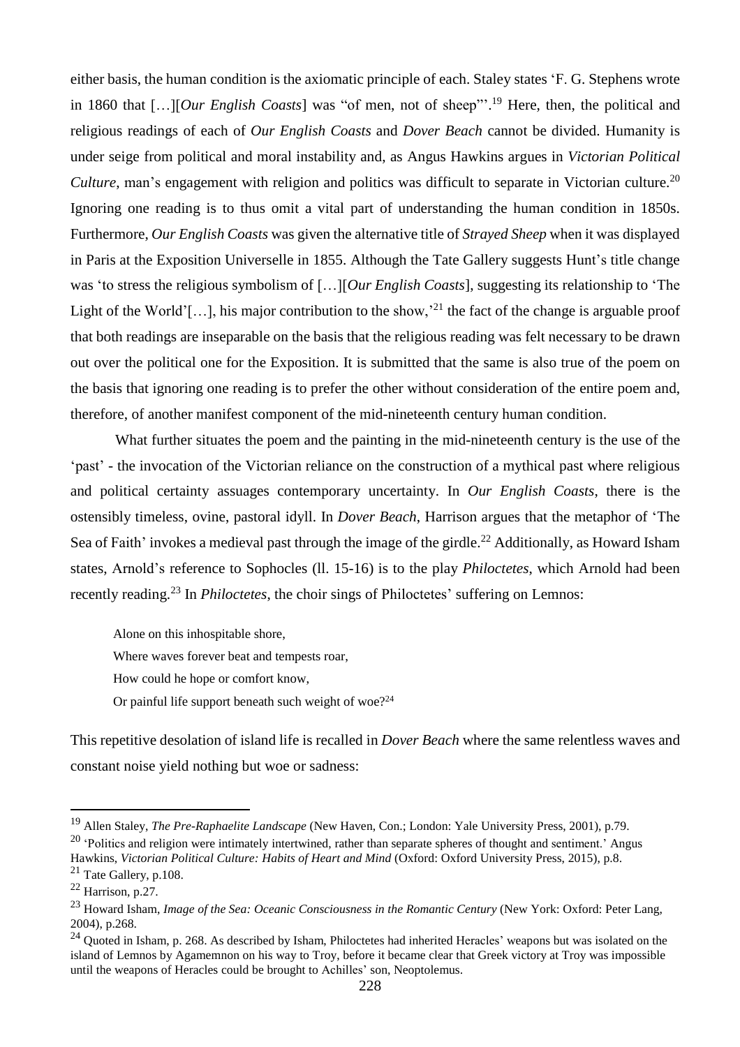either basis, the human condition is the axiomatic principle of each. Staley states 'F. G. Stephens wrote in 1860 that […][*Our English Coasts*] was "of men, not of sheep"'.[19] Here, then, the political and religious readings of each of *Our English Coasts* and *Dover Beach* cannot be divided. Humanity is under seige from political and moral instability and, as Angus Hawkins argues in *Victorian Political Culture*, man's engagement with religion and politics was difficult to separate in Victorian culture.[20] Ignoring one reading is to thus omit a vital part of understanding the human condition in 1850s. Furthermore, *Our English Coasts* was given the alternative title of *Strayed Sheep* when it was displayed in Paris at the Exposition Universelle in 1855. Although the Tate Gallery suggests Hunt's title change was 'to stress the religious symbolism of […][*Our English Coasts*], suggesting its relationship to 'The Light of the World'[…], his major contribution to the show,'[21] the fact of the change is arguable proof that both readings are inseparable on the basis that the religious reading was felt necessary to be drawn out over the political one for the Exposition. It is submitted that the same is also true of the poem on the basis that ignoring one reading is to prefer the other without consideration of the entire poem and, therefore, of another manifest component of the mid-nineteenth century human condition.

What further situates the poem and the painting in the mid-nineteenth century is the use of the 'past' - the invocation of the Victorian reliance on the construction of a mythical past where religious and political certainty assuages contemporary uncertainty. In *Our English Coasts*, there is the ostensibly timeless, ovine, pastoral idyll. In *Dover Beach*, Harrison argues that the metaphor of 'The Sea of Faith' invokes a medieval past through the image of the girdle.[22] Additionally, as Howard Isham states, Arnold's reference to Sophocles (ll. 15-16) is to the play *Philoctetes*, which Arnold had been recently reading.[23] In *Philoctetes*, the choir sings of Philoctetes' suffering on Lemnos:

> Alone on this inhospitable shore,
> Where waves forever beat and tempests roar,
> How could he hope or comfort know,
> Or painful life support beneath such weight of woe?[24]

This repetitive desolation of island life is recalled in *Dover Beach* where the same relentless waves and constant noise yield nothing but woe or sadness:

---

[19] Allen Staley, *The Pre-Raphaelite Landscape* (New Haven, Con.; London: Yale University Press, 2001), p.79.

[20] 'Politics and religion were intimately intertwined, rather than separate spheres of thought and sentiment.' Angus Hawkins, *Victorian Political Culture: Habits of Heart and Mind* (Oxford: Oxford University Press, 2015), p.8.

[21] Tate Gallery, p.108.

[22] Harrison, p.27.

[23] Howard Isham, *Image of the Sea: Oceanic Consciousness in the Romantic Century* (New York: Oxford: Peter Lang, 2004), p.268.

[24] Quoted in Isham, p. 268. As described by Isham, Philoctetes had inherited Heracles' weapons but was isolated on the island of Lemnos by Agamemnon on his way to Troy, before it became clear that Greek victory at Troy was impossible until the weapons of Heracles could be brought to Achilles' son, Neoptolemus.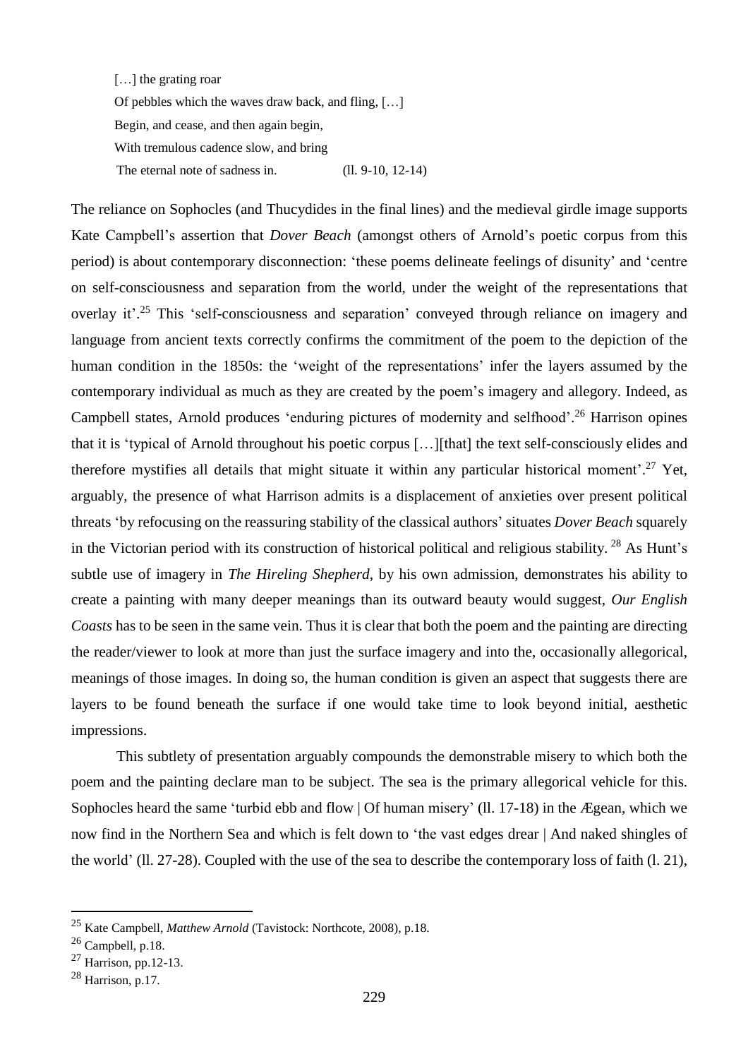> […] the grating roar
> Of pebbles which the waves draw back, and fling, […]
> Begin, and cease, and then again begin,
> With tremulous cadence slow, and bring
> The eternal note of sadness in. (ll. 9-10, 12-14)

The reliance on Sophocles (and Thucydides in the final lines) and the medieval girdle image supports Kate Campbell's assertion that *Dover Beach* (amongst others of Arnold's poetic corpus from this period) is about contemporary disconnection: 'these poems delineate feelings of disunity' and 'centre on self-consciousness and separation from the world, under the weight of the representations that overlay it'.[25] This 'self-consciousness and separation' conveyed through reliance on imagery and language from ancient texts correctly confirms the commitment of the poem to the depiction of the human condition in the 1850s: the 'weight of the representations' infer the layers assumed by the contemporary individual as much as they are created by the poem's imagery and allegory. Indeed, as Campbell states, Arnold produces 'enduring pictures of modernity and selfhood'.[26] Harrison opines that it is 'typical of Arnold throughout his poetic corpus […][that] the text self-consciously elides and therefore mystifies all details that might situate it within any particular historical moment'.[27] Yet, arguably, the presence of what Harrison admits is a displacement of anxieties over present political threats 'by refocusing on the reassuring stability of the classical authors' situates *Dover Beach* squarely in the Victorian period with its construction of historical political and religious stability.[28] As Hunt's subtle use of imagery in *The Hireling Shepherd*, by his own admission, demonstrates his ability to create a painting with many deeper meanings than its outward beauty would suggest, *Our English Coasts* has to be seen in the same vein. Thus it is clear that both the poem and the painting are directing the reader/viewer to look at more than just the surface imagery and into the, occasionally allegorical, meanings of those images. In doing so, the human condition is given an aspect that suggests there are layers to be found beneath the surface if one would take time to look beyond initial, aesthetic impressions.

This subtlety of presentation arguably compounds the demonstrable misery to which both the poem and the painting declare man to be subject. The sea is the primary allegorical vehicle for this. Sophocles heard the same 'turbid ebb and flow | Of human misery' (ll. 17-18) in the Ægean, which we now find in the Northern Sea and which is felt down to 'the vast edges drear | And naked shingles of the world' (ll. 27-28). Coupled with the use of the sea to describe the contemporary loss of faith (l. 21),

---

[25] Kate Campbell, *Matthew Arnold* (Tavistock: Northcote, 2008), p.18.

[26] Campbell, p.18.

[27] Harrison, pp.12-13.

[28] Harrison, p.17.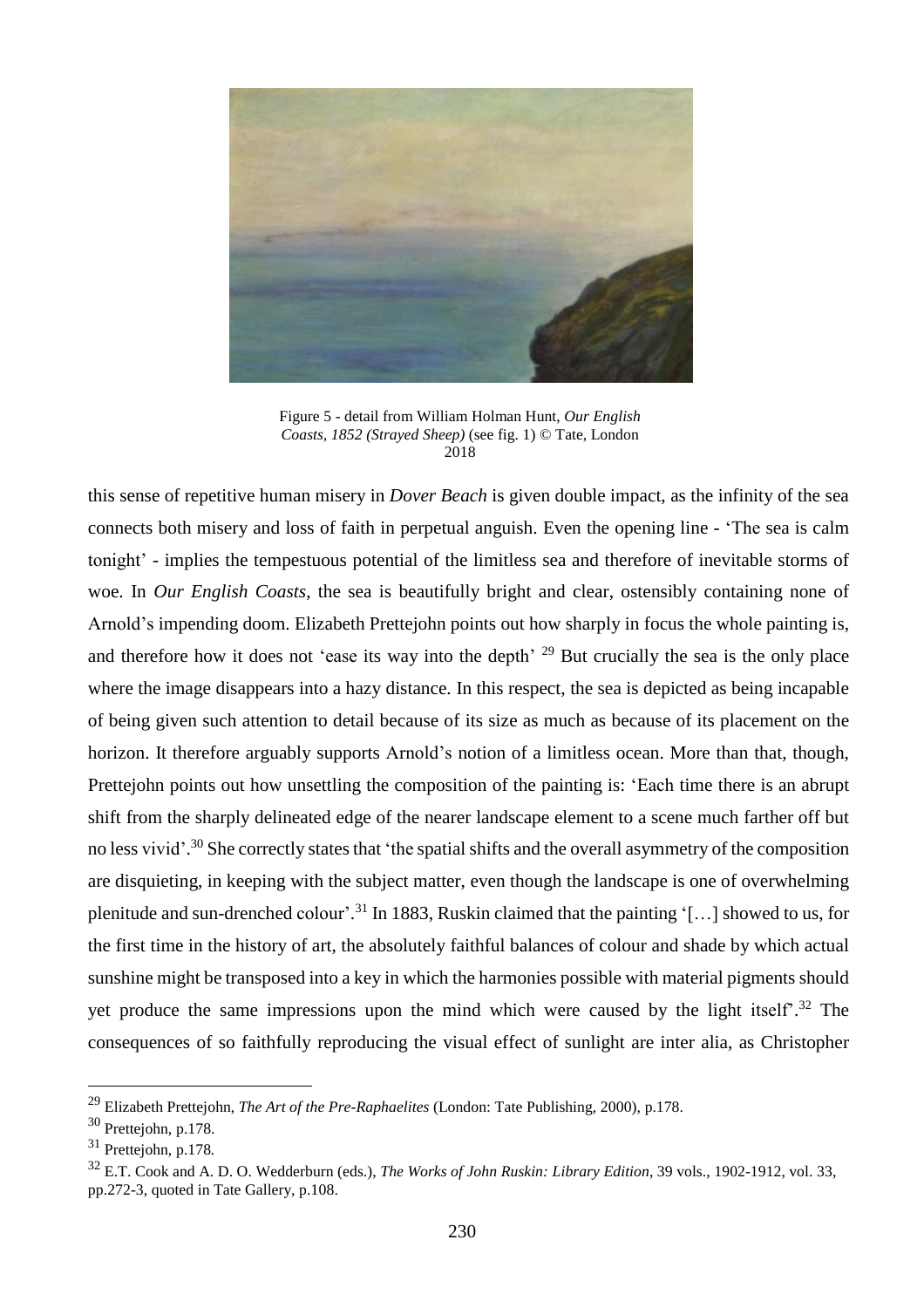Figure 5 - detail from William Holman Hunt, *Our English Coasts, 1852 (Strayed Sheep)* (see fig. 1) © Tate, London 2018

this sense of repetitive human misery in *Dover Beach* is given double impact, as the infinity of the sea connects both misery and loss of faith in perpetual anguish. Even the opening line - 'The sea is calm tonight' - implies the tempestuous potential of the limitless sea and therefore of inevitable storms of woe. In *Our English Coasts*, the sea is beautifully bright and clear, ostensibly containing none of Arnold's impending doom. Elizabeth Prettejohn points out how sharply in focus the whole painting is, and therefore how it does not 'ease its way into the depth' [29] But crucially the sea is the only place where the image disappears into a hazy distance. In this respect, the sea is depicted as being incapable of being given such attention to detail because of its size as much as because of its placement on the horizon. It therefore arguably supports Arnold's notion of a limitless ocean. More than that, though, Prettejohn points out how unsettling the composition of the painting is: 'Each time there is an abrupt shift from the sharply delineated edge of the nearer landscape element to a scene much farther off but no less vivid'.[30] She correctly states that 'the spatial shifts and the overall asymmetry of the composition are disquieting, in keeping with the subject matter, even though the landscape is one of overwhelming plenitude and sun-drenched colour'.[31] In 1883, Ruskin claimed that the painting '[…] showed to us, for the first time in the history of art, the absolutely faithful balances of colour and shade by which actual sunshine might be transposed into a key in which the harmonies possible with material pigments should yet produce the same impressions upon the mind which were caused by the light itself'.[32] The consequences of so faithfully reproducing the visual effect of sunlight are inter alia, as Christopher

---

[29] Elizabeth Prettejohn, *The Art of the Pre-Raphaelites* (London: Tate Publishing, 2000), p.178.

[30] Prettejohn, p.178.

[31] Prettejohn, p.178.

[32] E.T. Cook and A. D. O. Wedderburn (eds.), *The Works of John Ruskin: Library Edition*, 39 vols., 1902-1912, vol. 33, pp.272-3, quoted in Tate Gallery, p.108.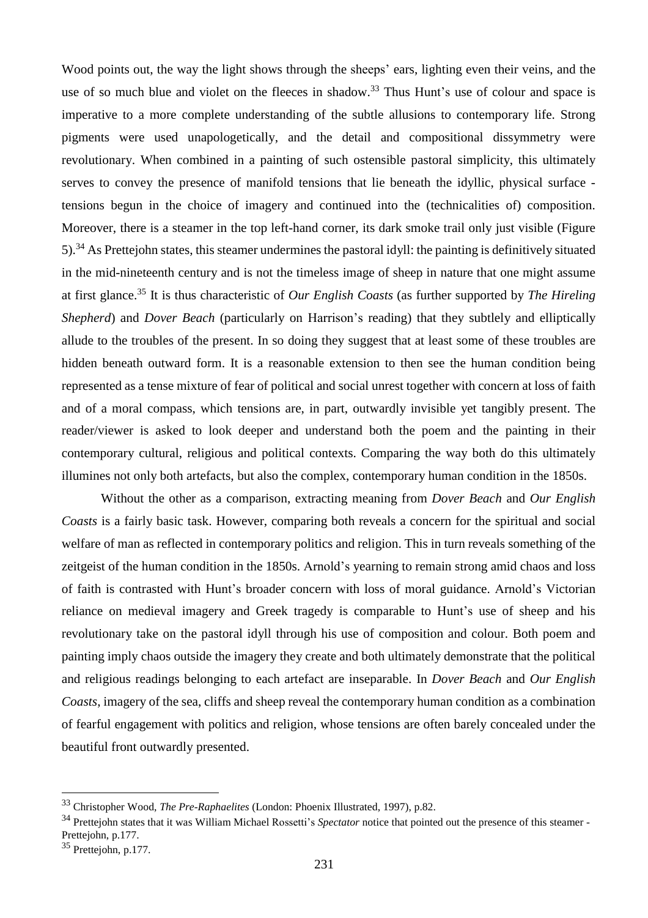Wood points out, the way the light shows through the sheeps' ears, lighting even their veins, and the use of so much blue and violet on the fleeces in shadow.[33] Thus Hunt's use of colour and space is imperative to a more complete understanding of the subtle allusions to contemporary life. Strong pigments were used unapologetically, and the detail and compositional dissymmetry were revolutionary. When combined in a painting of such ostensible pastoral simplicity, this ultimately serves to convey the presence of manifold tensions that lie beneath the idyllic, physical surface - tensions begun in the choice of imagery and continued into the (technicalities of) composition. Moreover, there is a steamer in the top left-hand corner, its dark smoke trail only just visible (Figure 5).[34] As Prettejohn states, this steamer undermines the pastoral idyll: the painting is definitively situated in the mid-nineteenth century and is not the timeless image of sheep in nature that one might assume at first glance.[35] It is thus characteristic of *Our English Coasts* (as further supported by *The Hireling Shepherd*) and *Dover Beach* (particularly on Harrison's reading) that they subtlely and elliptically allude to the troubles of the present. In so doing they suggest that at least some of these troubles are hidden beneath outward form. It is a reasonable extension to then see the human condition being represented as a tense mixture of fear of political and social unrest together with concern at loss of faith and of a moral compass, which tensions are, in part, outwardly invisible yet tangibly present. The reader/viewer is asked to look deeper and understand both the poem and the painting in their contemporary cultural, religious and political contexts. Comparing the way both do this ultimately illumines not only both artefacts, but also the complex, contemporary human condition in the 1850s.

Without the other as a comparison, extracting meaning from *Dover Beach* and *Our English Coasts* is a fairly basic task. However, comparing both reveals a concern for the spiritual and social welfare of man as reflected in contemporary politics and religion. This in turn reveals something of the zeitgeist of the human condition in the 1850s. Arnold's yearning to remain strong amid chaos and loss of faith is contrasted with Hunt's broader concern with loss of moral guidance. Arnold's Victorian reliance on medieval imagery and Greek tragedy is comparable to Hunt's use of sheep and his revolutionary take on the pastoral idyll through his use of composition and colour. Both poem and painting imply chaos outside the imagery they create and both ultimately demonstrate that the political and religious readings belonging to each artefact are inseparable. In *Dover Beach* and *Our English Coasts*, imagery of the sea, cliffs and sheep reveal the contemporary human condition as a combination of fearful engagement with politics and religion, whose tensions are often barely concealed under the beautiful front outwardly presented.

---

[33] Christopher Wood, *The Pre-Raphaelites* (London: Phoenix Illustrated, 1997), p.82.

[34] Prettejohn states that it was William Michael Rossetti's *Spectator* notice that pointed out the presence of this steamer - Prettejohn, p.177.

[35] Prettejohn, p.177.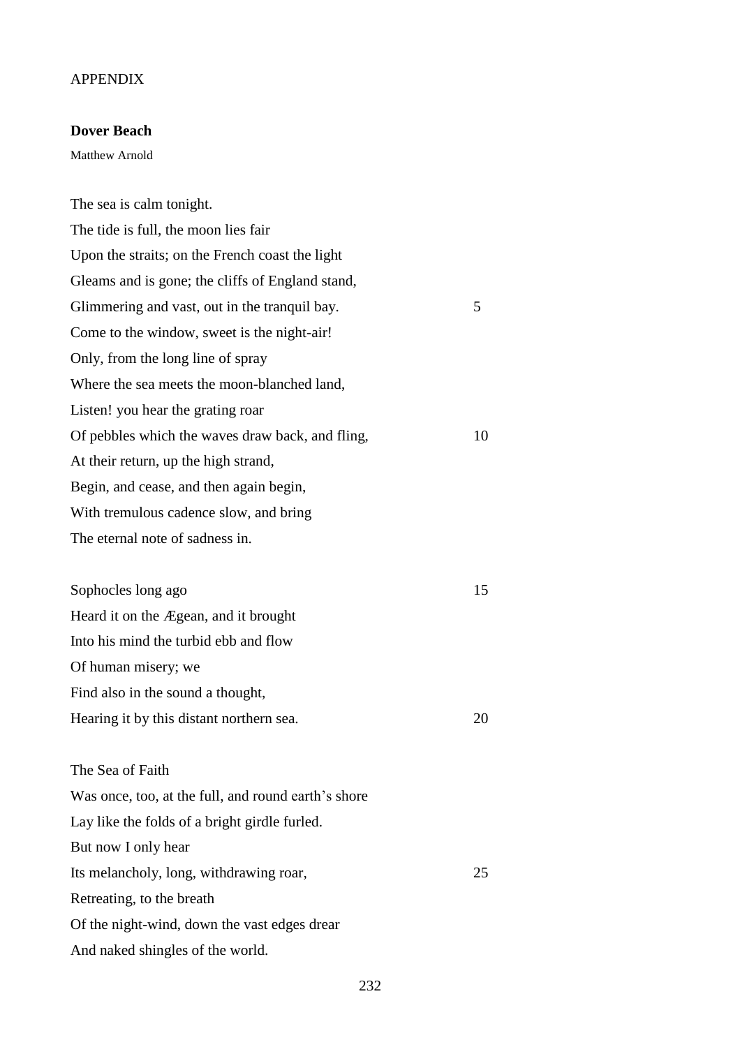APPENDIX

**Dover Beach**

Matthew Arnold

The sea is calm tonight.  
The tide is full, the moon lies fair  
Upon the straits; on the French coast the light  
Gleams and is gone; the cliffs of England stand,  
Glimmering and vast, out in the tranquil bay. 5  
Come to the window, sweet is the night-air!  
Only, from the long line of spray  
Where the sea meets the moon-blanched land,  
Listen! you hear the grating roar  
Of pebbles which the waves draw back, and fling, 10  
At their return, up the high strand,  
Begin, and cease, and then again begin,  
With tremulous cadence slow, and bring  
The eternal note of sadness in.

Sophocles long ago 15  
Heard it on the Ægean, and it brought  
Into his mind the turbid ebb and flow  
Of human misery; we  
Find also in the sound a thought,  
Hearing it by this distant northern sea. 20

The Sea of Faith  
Was once, too, at the full, and round earth's shore  
Lay like the folds of a bright girdle furled.  
But now I only hear  
Its melancholy, long, withdrawing roar, 25  
Retreating, to the breath  
Of the night-wind, down the vast edges drear  
And naked shingles of the world.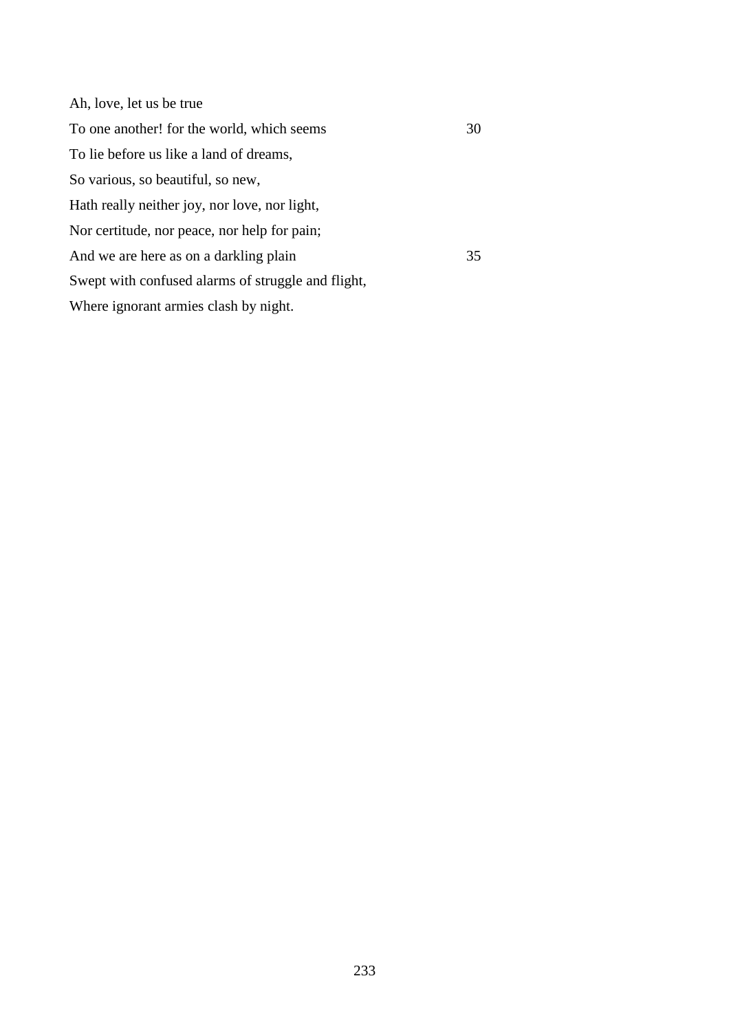Ah, love, let us be true  
To one another! for the world, which seems                    30  
To lie before us like a land of dreams,  
So various, so beautiful, so new,  
Hath really neither joy, nor love, nor light,  
Nor certitude, nor peace, nor help for pain;  
And we are here as on a darkling plain                    35  
Swept with confused alarms of struggle and flight,  
Where ignorant armies clash by night.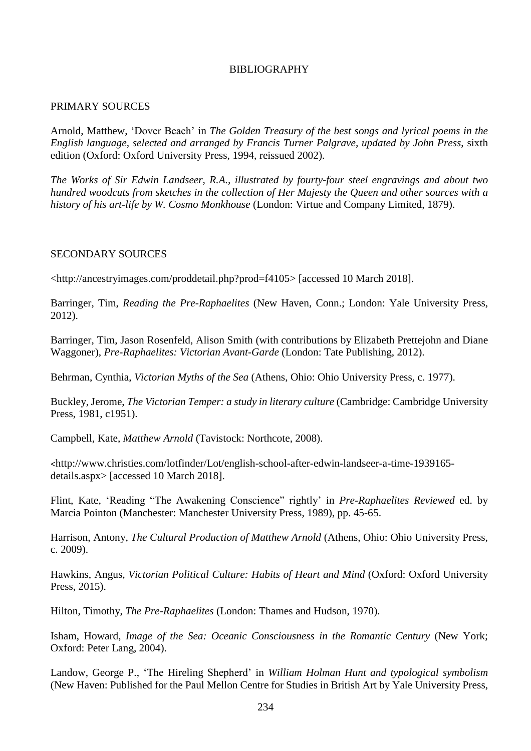# BIBLIOGRAPHY

## PRIMARY SOURCES

Arnold, Matthew, 'Dover Beach' in *The Golden Treasury of the best songs and lyrical poems in the English language, selected and arranged by Francis Turner Palgrave, updated by John Press*, sixth edition (Oxford: Oxford University Press, 1994, reissued 2002).

*The Works of Sir Edwin Landseer, R.A., illustrated by fourty-four steel engravings and about two hundred woodcuts from sketches in the collection of Her Majesty the Queen and other sources with a history of his art-life by W. Cosmo Monkhouse* (London: Virtue and Company Limited, 1879).

## SECONDARY SOURCES

<http://ancestryimages.com/proddetail.php?prod=f4105> [accessed 10 March 2018].

Barringer, Tim, *Reading the Pre-Raphaelites* (New Haven, Conn.; London: Yale University Press, 2012).

Barringer, Tim, Jason Rosenfeld, Alison Smith (with contributions by Elizabeth Prettejohn and Diane Waggoner), *Pre-Raphaelites: Victorian Avant-Garde* (London: Tate Publishing, 2012).

Behrman, Cynthia, *Victorian Myths of the Sea* (Athens, Ohio: Ohio University Press, c. 1977).

Buckley, Jerome, *The Victorian Temper: a study in literary culture* (Cambridge: Cambridge University Press, 1981, c1951).

Campbell, Kate, *Matthew Arnold* (Tavistock: Northcote, 2008).

<http://www.christies.com/lotfinder/Lot/english-school-after-edwin-landseer-a-time-1939165-details.aspx> [accessed 10 March 2018].

Flint, Kate, 'Reading "The Awakening Conscience" rightly' in *Pre-Raphaelites Reviewed* ed. by Marcia Pointon (Manchester: Manchester University Press, 1989), pp. 45-65.

Harrison, Antony, *The Cultural Production of Matthew Arnold* (Athens, Ohio: Ohio University Press, c. 2009).

Hawkins, Angus, *Victorian Political Culture: Habits of Heart and Mind* (Oxford: Oxford University Press, 2015).

Hilton, Timothy, *The Pre-Raphaelites* (London: Thames and Hudson, 1970).

Isham, Howard, *Image of the Sea: Oceanic Consciousness in the Romantic Century* (New York; Oxford: Peter Lang, 2004).

Landow, George P., 'The Hireling Shepherd' in *William Holman Hunt and typological symbolism* (New Haven: Published for the Paul Mellon Centre for Studies in British Art by Yale University Press,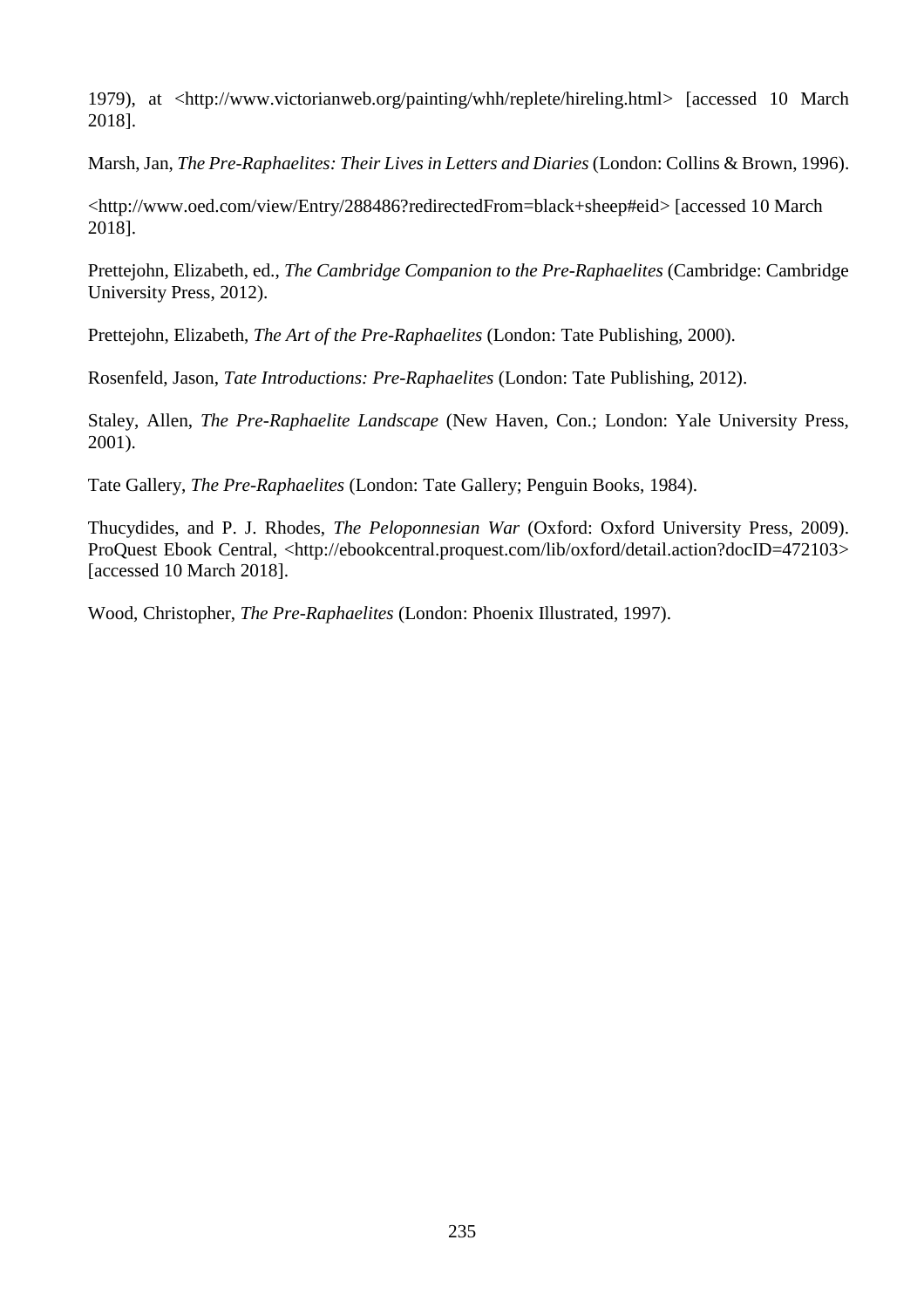1979), at <http://www.victorianweb.org/painting/whh/replete/hireling.html> [accessed 10 March 2018].

Marsh, Jan, *The Pre-Raphaelites: Their Lives in Letters and Diaries* (London: Collins & Brown, 1996).

<http://www.oed.com/view/Entry/288486?redirectedFrom=black+sheep#eid> [accessed 10 March 2018].

Prettejohn, Elizabeth, ed., *The Cambridge Companion to the Pre-Raphaelites* (Cambridge: Cambridge University Press, 2012).

Prettejohn, Elizabeth, *The Art of the Pre-Raphaelites* (London: Tate Publishing, 2000).

Rosenfeld, Jason, *Tate Introductions: Pre-Raphaelites* (London: Tate Publishing, 2012).

Staley, Allen, *The Pre-Raphaelite Landscape* (New Haven, Con.; London: Yale University Press, 2001).

Tate Gallery, *The Pre-Raphaelites* (London: Tate Gallery; Penguin Books, 1984).

Thucydides, and P. J. Rhodes, *The Peloponnesian War* (Oxford: Oxford University Press, 2009). ProQuest Ebook Central, <http://ebookcentral.proquest.com/lib/oxford/detail.action?docID=472103> [accessed 10 March 2018].

Wood, Christopher, *The Pre-Raphaelites* (London: Phoenix Illustrated, 1997).